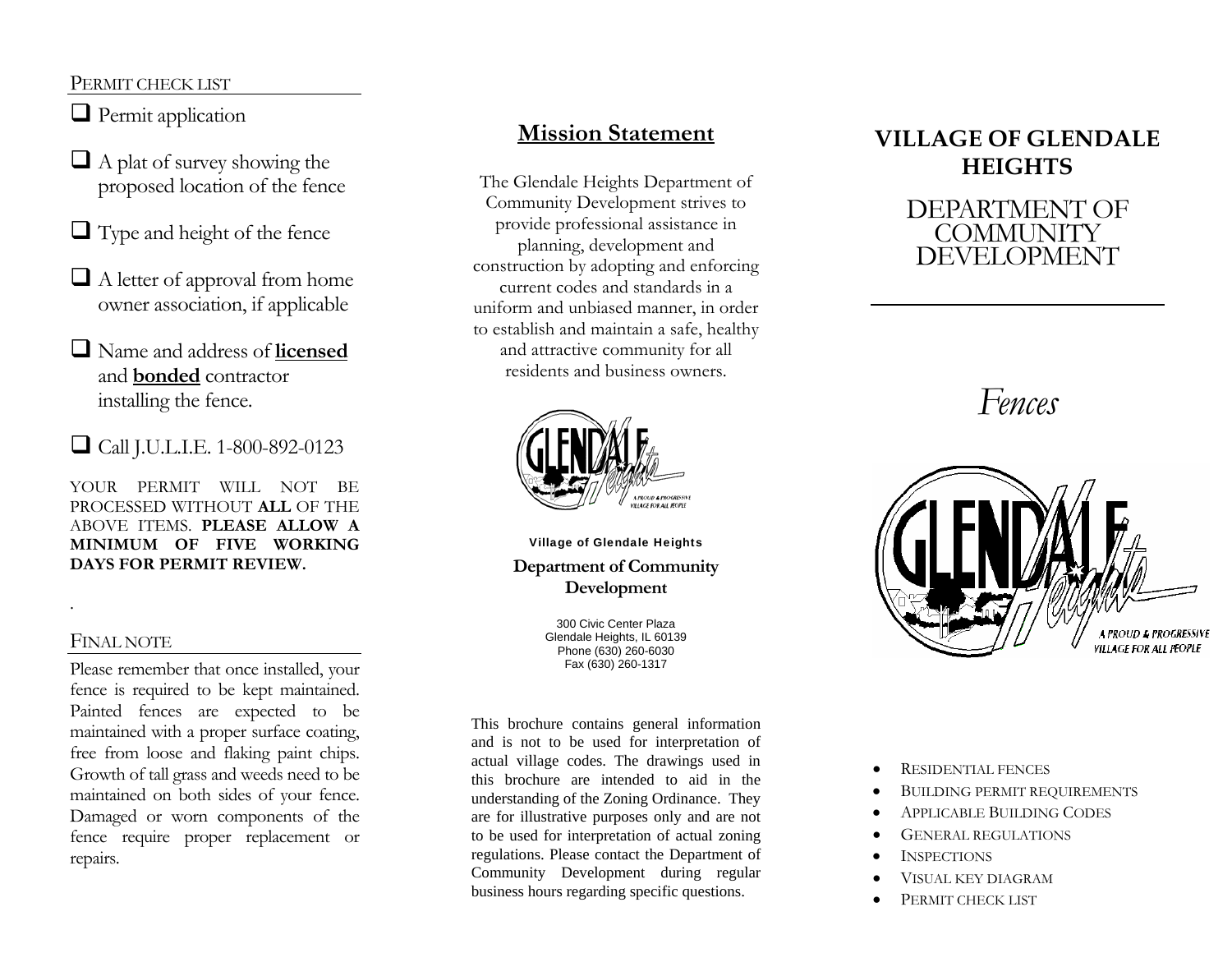## Permit Check List

- ❑ Permit application
- ❑ A plat of survey showing the proposed location of the fence
- ❑ Type and height of the fence
- ❑ A letter of approval from home owner association, if applicable
- ❑ Name and address of **licensed** and **bonded** contractor installing the fence.
- ❑ Call J.U.L.I.E. 1-800-892-0123

YOUR PERMIT WILL NOT BE PROCESSED WITHOUT **ALL** OF THE ABOVE ITEMS. **PLEASE ALLOW A MINIMUM OF FIVE WORKING DAYS FOR PERMIT REVIEW.**

## Final Note

Please remember that once installed, your fence is required to be kept maintained. Painted fences are expected to be maintained with a proper surface coating, free from loose and flaking paint chips. Growth of tall grass and weeds need to be maintained on both sides of your fence. Damaged or worn components of the fence require proper replacement or repairs.

## Mission Statement

The Glendale Heights Department of Community Development strives to provide professional assistance in planning, development and construction by adopting and enforcing current codes and standards in a uniform and unbiased manner, in order to establish and maintain a safe, healthy and attractive community for all residents and business owners.

**Village of Glendale Heights**

**Department of Community Development**

300 Civic Center Plaza
Glendale Heights, IL 60139
Phone (630) 260-6030
Fax (630) 260-1317

This brochure contains general information and is not to be used for interpretation of actual village codes. The drawings used in this brochure are intended to aid in the understanding of the Zoning Ordinance. They are for illustrative purposes only and are not to be used for interpretation of actual zoning regulations. Please contact the Department of Community Development during regular business hours regarding specific questions.

# VILLAGE OF GLENDALE HEIGHTS

## DEPARTMENT OF COMMUNITY DEVELOPMENT

*Fences*

- Residential Fences
- Building Permit Requirements
- Applicable Building Codes
- General Regulations
- Inspections
- Visual Key Diagram
- Permit Check List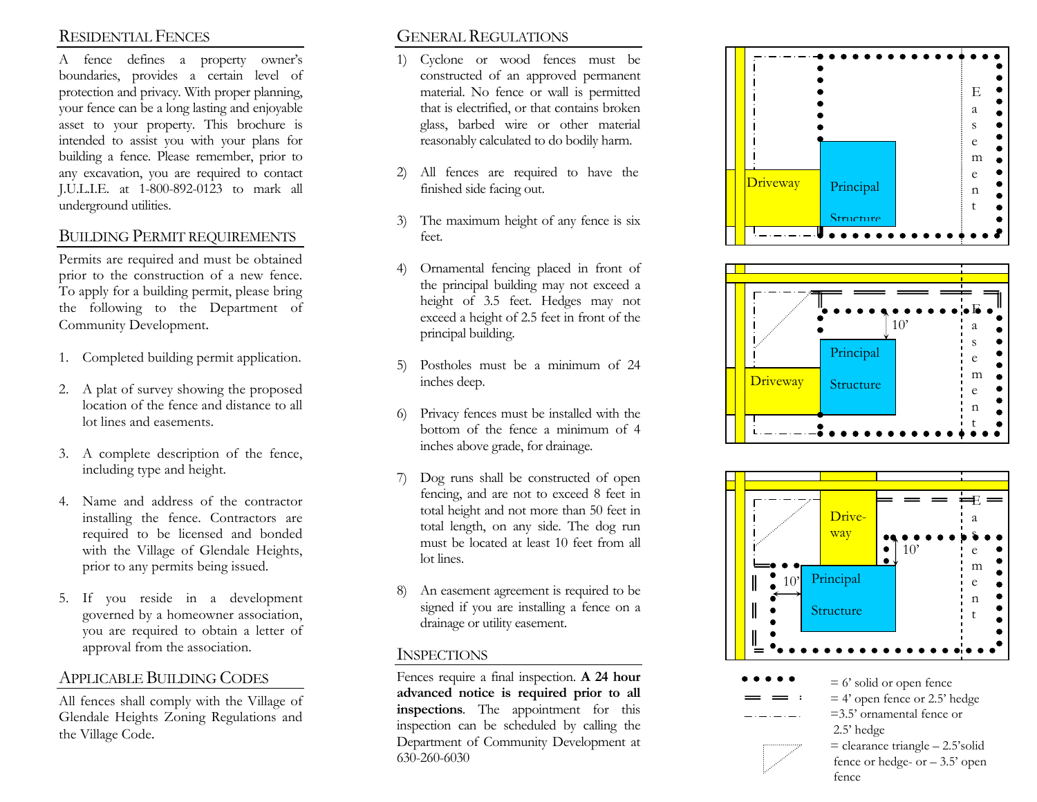## Residential Fences

A fence defines a property owner's boundaries, provides a certain level of protection and privacy. With proper planning, your fence can be a long lasting and enjoyable asset to your property. This brochure is intended to assist you with your plans for building a fence. Please remember, prior to any excavation, you are required to contact J.U.L.I.E. at 1-800-892-0123 to mark all underground utilities.

## Building Permit requirements

Permits are required and must be obtained prior to the construction of a new fence. To apply for a building permit, please bring the following to the Department of Community Development.

1. Completed building permit application.
2. A plat of survey showing the proposed location of the fence and distance to all lot lines and easements.
3. A complete description of the fence, including type and height.
4. Name and address of the contractor installing the fence. Contractors are required to be licensed and bonded with the Village of Glendale Heights, prior to any permits being issued.
5. If you reside in a development governed by a homeowner association, you are required to obtain a letter of approval from the association.

## Applicable Building Codes

All fences shall comply with the Village of Glendale Heights Zoning Regulations and the Village Code.

## General Regulations

1) Cyclone or wood fences must be constructed of an approved permanent material. No fence or wall is permitted that is electrified, or that contains broken glass, barbed wire or other material reasonably calculated to do bodily harm.

2) All fences are required to have the finished side facing out.

3) The maximum height of any fence is six feet.

4) Ornamental fencing placed in front of the principal building may not exceed a height of 3.5 feet. Hedges may not exceed a height of 2.5 feet in front of the principal building.

5) Postholes must be a minimum of 24 inches deep.

6) Privacy fences must be installed with the bottom of the fence a minimum of 4 inches above grade, for drainage.

7) Dog runs shall be constructed of open fencing, and are not to exceed 8 feet in total height and not more than 50 feet in total length, on any side. The dog run must be located at least 10 feet from all lot lines.

8) An easement agreement is required to be signed if you are installing a fence on a drainage or utility easement.

## Inspections

Fences require a final inspection. **A 24 hour advanced notice is required prior to all inspections**. The appointment for this inspection can be scheduled by calling the Department of Community Development at 630-260-6030

Driveway
Principal Structure
Easement

Driveway
Principal Structure
10'
Easement

Drive-way
Principal Structure
10'
10'
Easement

= 6' solid or open fence
= 4' open fence or 2.5' hedge
=3.5' ornamental fence or 2.5' hedge
= clearance triangle – 2.5' solid fence or hedge- or – 3.5' open fence